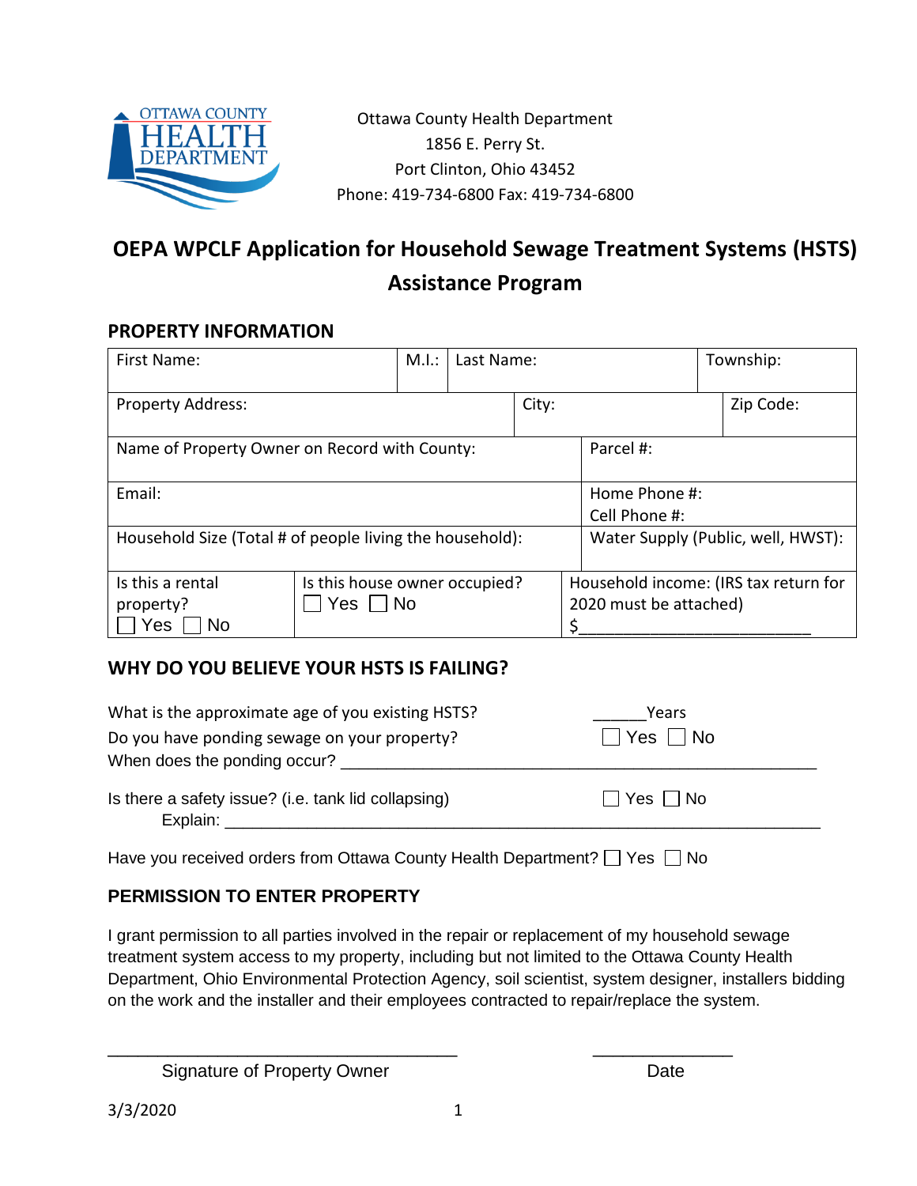Ottawa County Health Department
1856 E. Perry St.
Port Clinton, Ohio 43452
Phone: 419-734-6800 Fax: 419-734-6800

# OEPA WPCLF Application for Household Sewage Treatment Systems (HSTS) Assistance Program

## PROPERTY INFORMATION

| First Name: | M.I.: | Last Name: | Township: |
|---|---|---|---|
| Property Address: | City: | | Zip Code: |
| Name of Property Owner on Record with County: | | Parcel #: | |
| Email: | | Home Phone #: Cell Phone #: | |
| Household Size (Total # of people living the household): | | Water Supply (Public, well, HWST): | |
| Is this a rental property? ☐ Yes ☐ No | Is this house owner occupied? ☐ Yes ☐ No | Household income: (IRS tax return for 2020 must be attached) $________________________ | |

## WHY DO YOU BELIEVE YOUR HSTS IS FAILING?

What is the approximate age of you existing HSTS? ______Years

Do you have ponding sewage on your property? ☐ Yes ☐ No

When does the ponding occur? ____________________________________________________

Is there a safety issue? (i.e. tank lid collapsing) ☐ Yes ☐ No

Explain: ____________________________________________________________________

Have you received orders from Ottawa County Health Department? ☐ Yes ☐ No

## PERMISSION TO ENTER PROPERTY

I grant permission to all parties involved in the repair or replacement of my household sewage treatment system access to my property, including but not limited to the Ottawa County Health Department, Ohio Environmental Protection Agency, soil scientist, system designer, installers bidding on the work and the installer and their employees contracted to repair/replace the system.

___________________________________ ______________

Signature of Property Owner Date

3/3/2020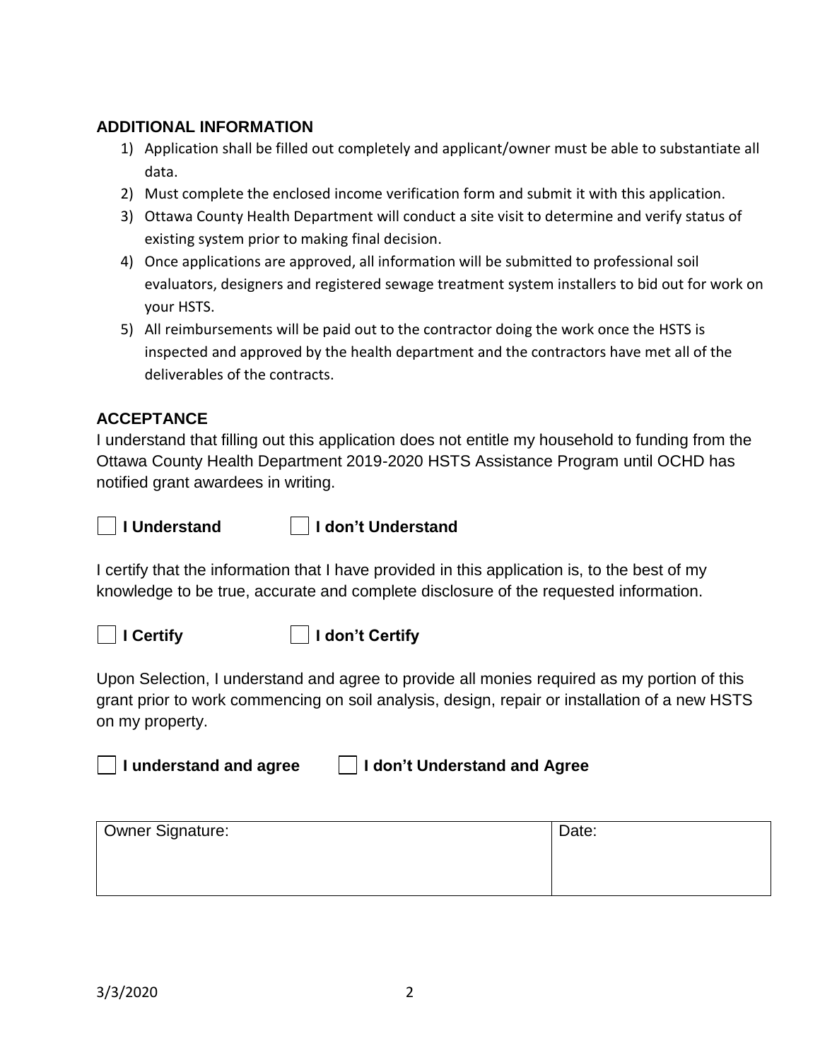## ADDITIONAL INFORMATION

1) Application shall be filled out completely and applicant/owner must be able to substantiate all data.
2) Must complete the enclosed income verification form and submit it with this application.
3) Ottawa County Health Department will conduct a site visit to determine and verify status of existing system prior to making final decision.
4) Once applications are approved, all information will be submitted to professional soil evaluators, designers and registered sewage treatment system installers to bid out for work on your HSTS.
5) All reimbursements will be paid out to the contractor doing the work once the HSTS is inspected and approved by the health department and the contractors have met all of the deliverables of the contracts.

## ACCEPTANCE

I understand that filling out this application does not entitle my household to funding from the Ottawa County Health Department 2019-2020 HSTS Assistance Program until OCHD has notified grant awardees in writing.

☐ **I Understand** ☐ **I don't Understand**

I certify that the information that I have provided in this application is, to the best of my knowledge to be true, accurate and complete disclosure of the requested information.

☐ **I Certify** ☐ **I don't Certify**

Upon Selection, I understand and agree to provide all monies required as my portion of this grant prior to work commencing on soil analysis, design, repair or installation of a new HSTS on my property.

☐ **I understand and agree** ☐ **I don't Understand and Agree**

| Owner Signature: | Date: |
|---|---|
| | |

3/3/2020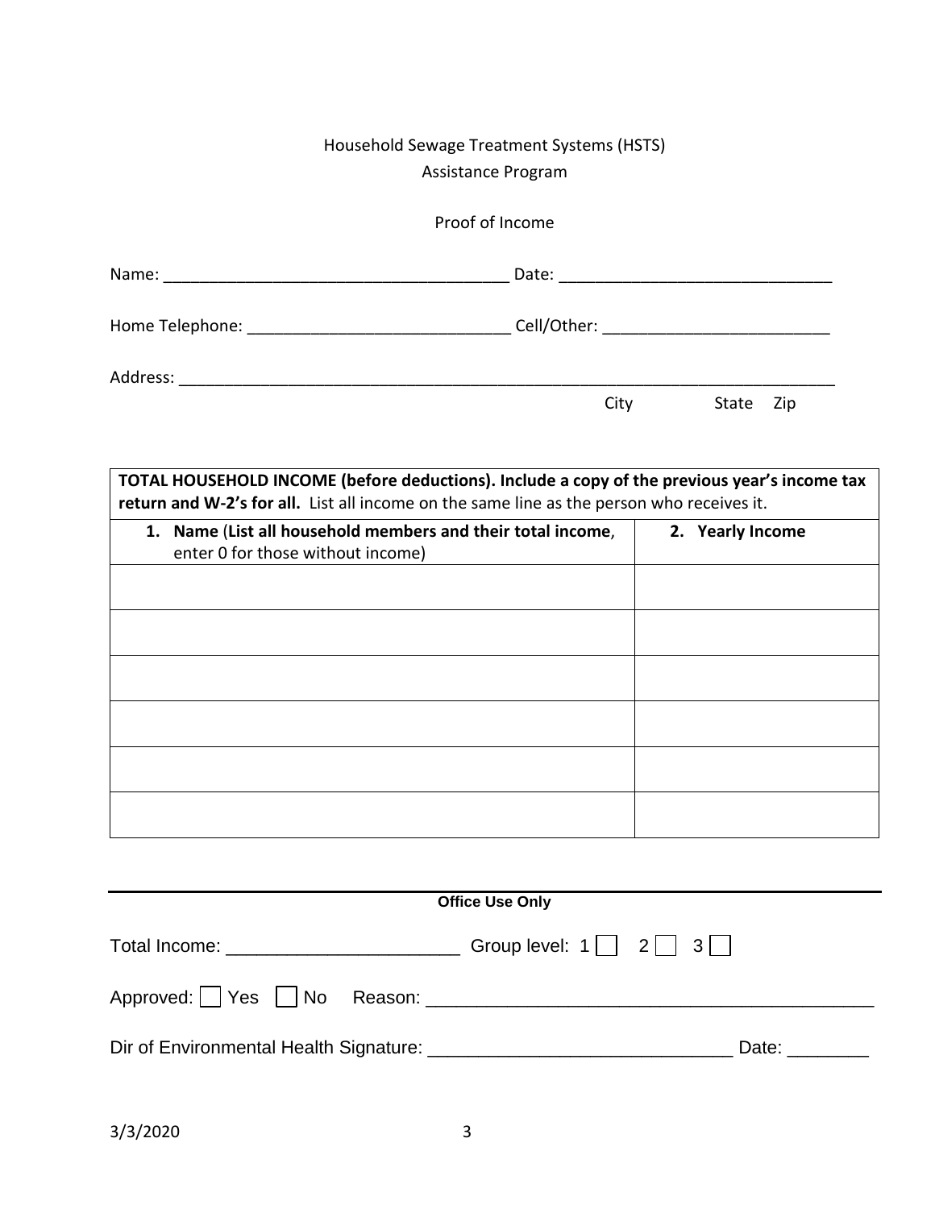Household Sewage Treatment Systems (HSTS)
Assistance Program

Proof of Income

Name: ______________________________________ Date: ______________________________

Home Telephone: _____________________________ Cell/Other: _________________________

Address: __________________________________________________________________________

City State Zip

| **TOTAL HOUSEHOLD INCOME (before deductions). Include a copy of the previous year's income tax return and W-2's for all.** List all income on the same line as the person who receives it. | |
|---|---|
| 1. **Name** (**List all household members and their total income**, enter 0 for those without income) | 2. **Yearly Income** |
| | |
| | |
| | |
| | |
| | |
| | |

**Office Use Only**

Total Income: _______________________ Group level: 1 ☐ 2 ☐ 3 ☐

Approved: ☐ Yes ☐ No Reason: ____________________________________________

Dir of Environmental Health Signature: ______________________________ Date: ________

3/3/2020